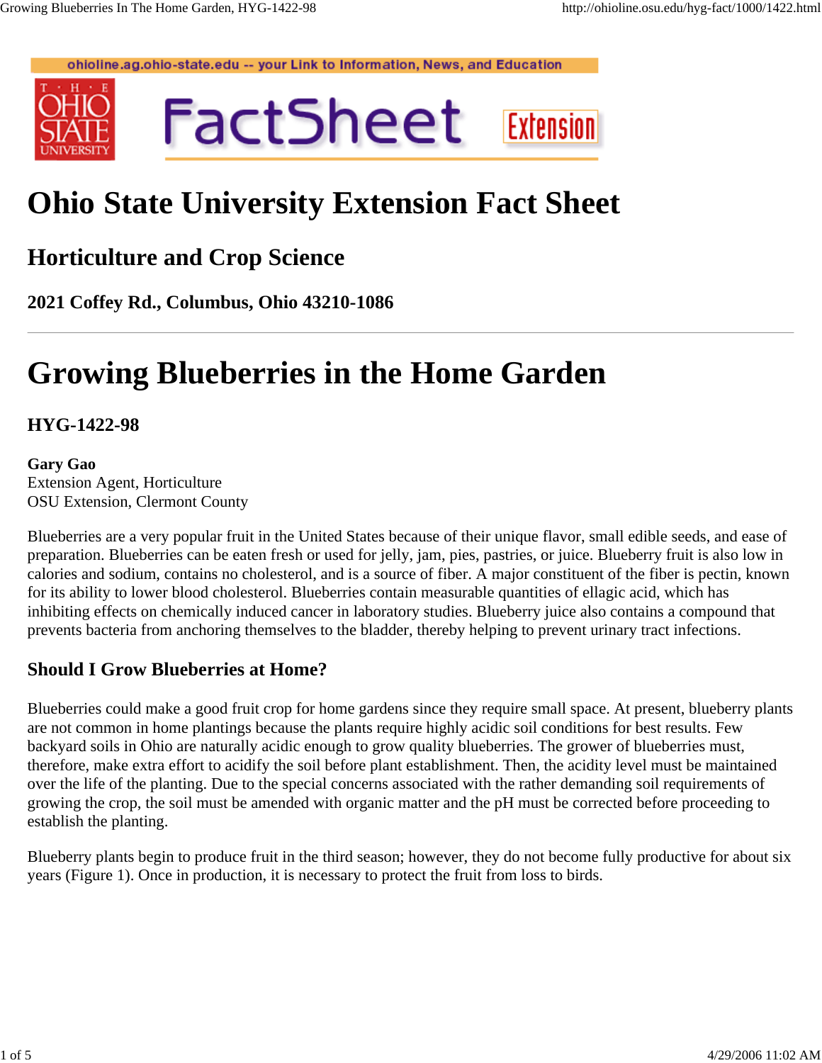# Ohio State University Extension Fact Sheet

## Horticulture and Crop Science

### 2021 Coffey Rd., Columbus, Ohio 43210-1086

---

# Growing Blueberries in the Home Garden

### HYG-1422-98

**Gary Gao**
Extension Agent, Horticulture
OSU Extension, Clermont County

Blueberries are a very popular fruit in the United States because of their unique flavor, small edible seeds, and ease of preparation. Blueberries can be eaten fresh or used for jelly, jam, pies, pastries, or juice. Blueberry fruit is also low in calories and sodium, contains no cholesterol, and is a source of fiber. A major constituent of the fiber is pectin, known for its ability to lower blood cholesterol. Blueberries contain measurable quantities of ellagic acid, which has inhibiting effects on chemically induced cancer in laboratory studies. Blueberry juice also contains a compound that prevents bacteria from anchoring themselves to the bladder, thereby helping to prevent urinary tract infections.

### Should I Grow Blueberries at Home?

Blueberries could make a good fruit crop for home gardens since they require small space. At present, blueberry plants are not common in home plantings because the plants require highly acidic soil conditions for best results. Few backyard soils in Ohio are naturally acidic enough to grow quality blueberries. The grower of blueberries must, therefore, make extra effort to acidify the soil before plant establishment. Then, the acidity level must be maintained over the life of the planting. Due to the special concerns associated with the rather demanding soil requirements of growing the crop, the soil must be amended with organic matter and the pH must be corrected before proceeding to establish the planting.

Blueberry plants begin to produce fruit in the third season; however, they do not become fully productive for about six years (Figure 1). Once in production, it is necessary to protect the fruit from loss to birds.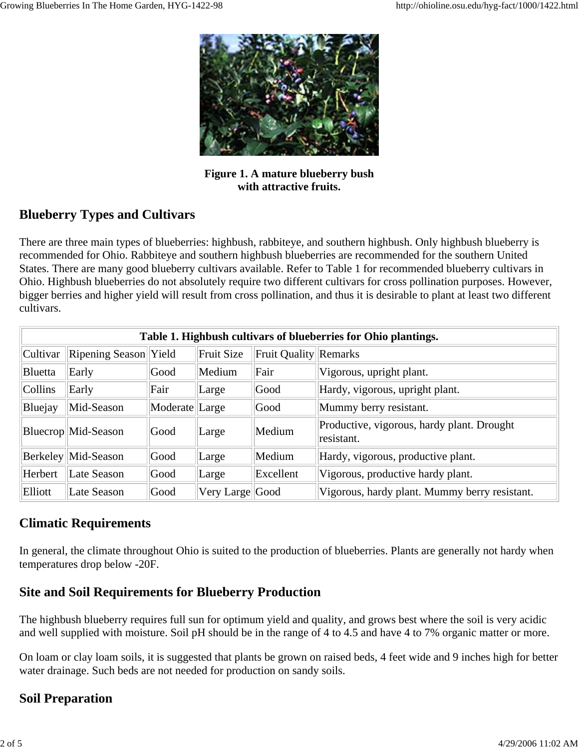**Figure 1. A mature blueberry bush with attractive fruits.**

## Blueberry Types and Cultivars

There are three main types of blueberries: highbush, rabbiteye, and southern highbush. Only highbush blueberry is recommended for Ohio. Rabbiteye and southern highbush blueberries are recommended for the southern United States. There are many good blueberry cultivars available. Refer to Table 1 for recommended blueberry cultivars in Ohio. Highbush blueberries do not absolutely require two different cultivars for cross pollination purposes. However, bigger berries and higher yield will result from cross pollination, and thus it is desirable to plant at least two different cultivars.

**Table 1. Highbush cultivars of blueberries for Ohio plantings.**

| Cultivar | Ripening Season | Yield | Fruit Size | Fruit Quality | Remarks |
|---|---|---|---|---|---|
| Bluetta | Early | Good | Medium | Fair | Vigorous, upright plant. |
| Collins | Early | Fair | Large | Good | Hardy, vigorous, upright plant. |
| Bluejay | Mid-Season | Moderate | Large | Good | Mummy berry resistant. |
| Bluecrop | Mid-Season | Good | Large | Medium | Productive, vigorous, hardy plant. Drought resistant. |
| Berkeley | Mid-Season | Good | Large | Medium | Hardy, vigorous, productive plant. |
| Herbert | Late Season | Good | Large | Excellent | Vigorous, productive hardy plant. |
| Elliott | Late Season | Good | Very Large | Good | Vigorous, hardy plant. Mummy berry resistant. |

## Climatic Requirements

In general, the climate throughout Ohio is suited to the production of blueberries. Plants are generally not hardy when temperatures drop below -20F.

## Site and Soil Requirements for Blueberry Production

The highbush blueberry requires full sun for optimum yield and quality, and grows best where the soil is very acidic and well supplied with moisture. Soil pH should be in the range of 4 to 4.5 and have 4 to 7% organic matter or more.

On loam or clay loam soils, it is suggested that plants be grown on raised beds, 4 feet wide and 9 inches high for better water drainage. Such beds are not needed for production on sandy soils.

## Soil Preparation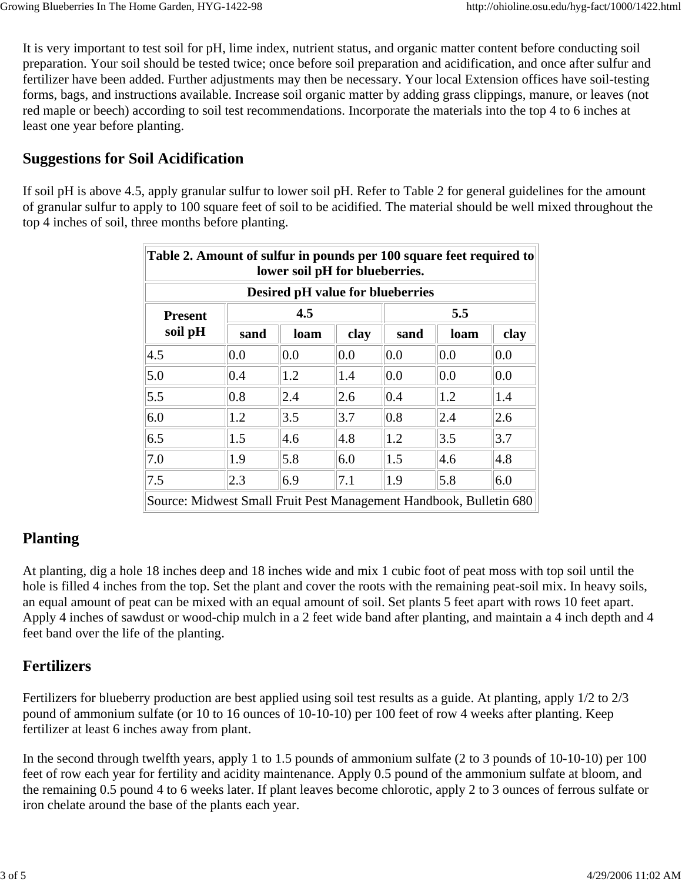It is very important to test soil for pH, lime index, nutrient status, and organic matter content before conducting soil preparation. Your soil should be tested twice; once before soil preparation and acidification, and once after sulfur and fertilizer have been added. Further adjustments may then be necessary. Your local Extension offices have soil-testing forms, bags, and instructions available. Increase soil organic matter by adding grass clippings, manure, or leaves (not red maple or beech) according to soil test recommendations. Incorporate the materials into the top 4 to 6 inches at least one year before planting.

## Suggestions for Soil Acidification

If soil pH is above 4.5, apply granular sulfur to lower soil pH. Refer to Table 2 for general guidelines for the amount of granular sulfur to apply to 100 square feet of soil to be acidified. The material should be well mixed throughout the top 4 inches of soil, three months before planting.

**Table 2. Amount of sulfur in pounds per 100 square feet required to lower soil pH for blueberries.**

| | Desired pH value for blueberries | | | | | |
|---|---|---|---|---|---|---|
| **Present soil pH** | **4.5** | | | **5.5** | | |
| | **sand** | **loam** | **clay** | **sand** | **loam** | **clay** |
| 4.5 | 0.0 | 0.0 | 0.0 | 0.0 | 0.0 | 0.0 |
| 5.0 | 0.4 | 1.2 | 1.4 | 0.0 | 0.0 | 0.0 |
| 5.5 | 0.8 | 2.4 | 2.6 | 0.4 | 1.2 | 1.4 |
| 6.0 | 1.2 | 3.5 | 3.7 | 0.8 | 2.4 | 2.6 |
| 6.5 | 1.5 | 4.6 | 4.8 | 1.2 | 3.5 | 3.7 |
| 7.0 | 1.9 | 5.8 | 6.0 | 1.5 | 4.6 | 4.8 |
| 7.5 | 2.3 | 6.9 | 7.1 | 1.9 | 5.8 | 6.0 |

Source: Midwest Small Fruit Pest Management Handbook, Bulletin 680

## Planting

At planting, dig a hole 18 inches deep and 18 inches wide and mix 1 cubic foot of peat moss with top soil until the hole is filled 4 inches from the top. Set the plant and cover the roots with the remaining peat-soil mix. In heavy soils, an equal amount of peat can be mixed with an equal amount of soil. Set plants 5 feet apart with rows 10 feet apart. Apply 4 inches of sawdust or wood-chip mulch in a 2 feet wide band after planting, and maintain a 4 inch depth and 4 feet band over the life of the planting.

## Fertilizers

Fertilizers for blueberry production are best applied using soil test results as a guide. At planting, apply 1/2 to 2/3 pound of ammonium sulfate (or 10 to 16 ounces of 10-10-10) per 100 feet of row 4 weeks after planting. Keep fertilizer at least 6 inches away from plant.

In the second through twelfth years, apply 1 to 1.5 pounds of ammonium sulfate (2 to 3 pounds of 10-10-10) per 100 feet of row each year for fertility and acidity maintenance. Apply 0.5 pound of the ammonium sulfate at bloom, and the remaining 0.5 pound 4 to 6 weeks later. If plant leaves become chlorotic, apply 2 to 3 ounces of ferrous sulfate or iron chelate around the base of the plants each year.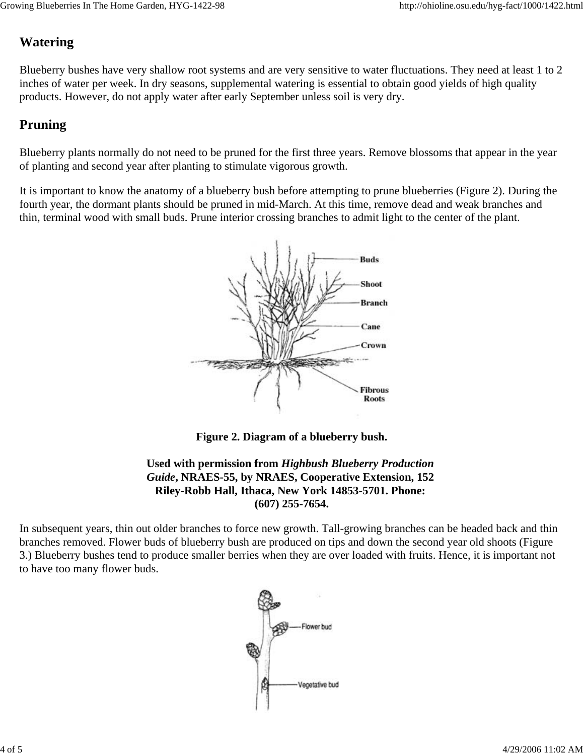## Watering

Blueberry bushes have very shallow root systems and are very sensitive to water fluctuations. They need at least 1 to 2 inches of water per week. In dry seasons, supplemental watering is essential to obtain good yields of high quality products. However, do not apply water after early September unless soil is very dry.

## Pruning

Blueberry plants normally do not need to be pruned for the first three years. Remove blossoms that appear in the year of planting and second year after planting to stimulate vigorous growth.

It is important to know the anatomy of a blueberry bush before attempting to prune blueberries (Figure 2). During the fourth year, the dormant plants should be pruned in mid-March. At this time, remove dead and weak branches and thin, terminal wood with small buds. Prune interior crossing branches to admit light to the center of the plant.

**Figure 2. Diagram of a blueberry bush.**

**Used with permission from *Highbush Blueberry Production Guide*, NRAES-55, by NRAES, Cooperative Extension, 152 Riley-Robb Hall, Ithaca, New York 14853-5701. Phone: (607) 255-7654.**

In subsequent years, thin out older branches to force new growth. Tall-growing branches can be headed back and thin branches removed. Flower buds of blueberry bush are produced on tips and down the second year old shoots (Figure 3.) Blueberry bushes tend to produce smaller berries when they are over loaded with fruits. Hence, it is important not to have too many flower buds.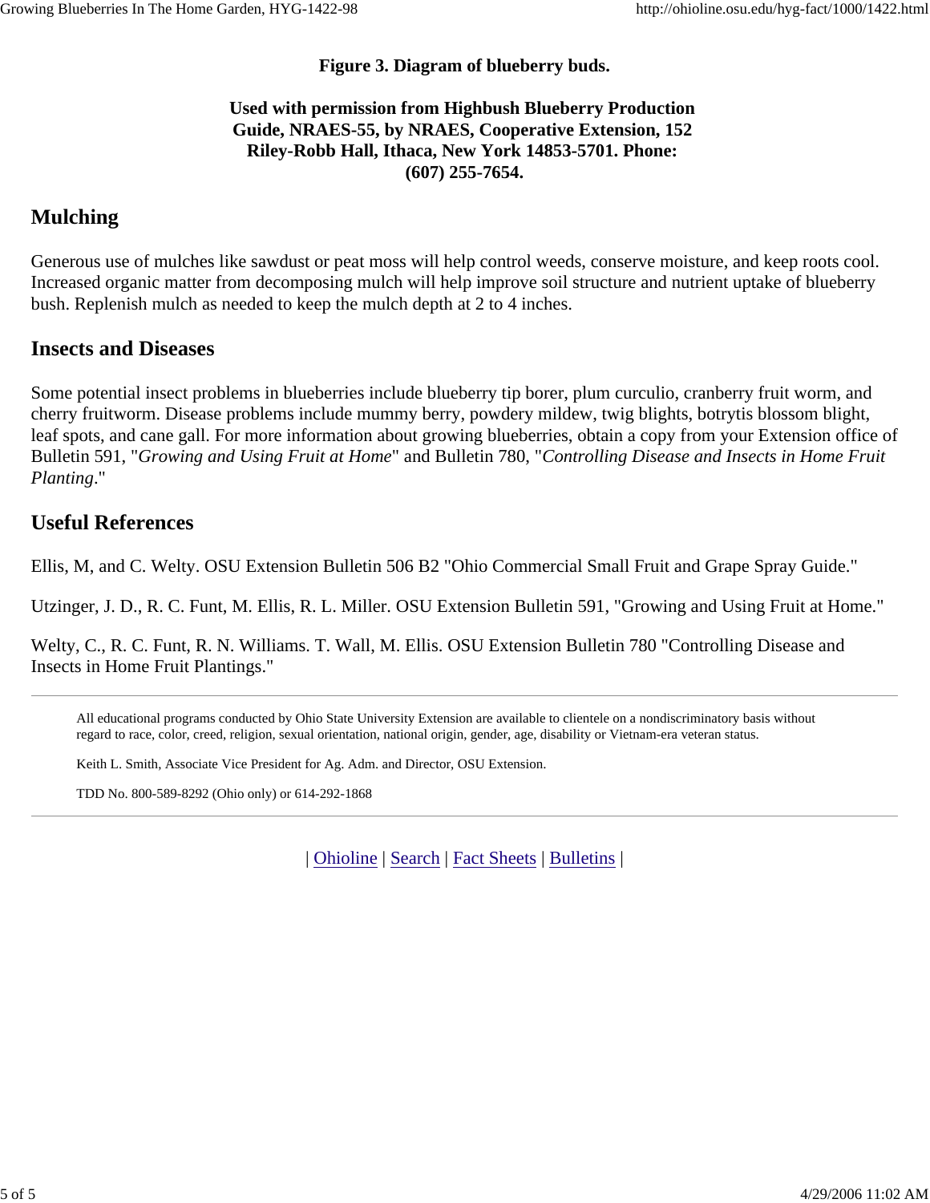**Figure 3. Diagram of blueberry buds.**

**Used with permission from Highbush Blueberry Production Guide, NRAES-55, by NRAES, Cooperative Extension, 152 Riley-Robb Hall, Ithaca, New York 14853-5701. Phone: (607) 255-7654.**

## Mulching

Generous use of mulches like sawdust or peat moss will help control weeds, conserve moisture, and keep roots cool. Increased organic matter from decomposing mulch will help improve soil structure and nutrient uptake of blueberry bush. Replenish mulch as needed to keep the mulch depth at 2 to 4 inches.

## Insects and Diseases

Some potential insect problems in blueberries include blueberry tip borer, plum curculio, cranberry fruit worm, and cherry fruitworm. Disease problems include mummy berry, powdery mildew, twig blights, botrytis blossom blight, leaf spots, and cane gall. For more information about growing blueberries, obtain a copy from your Extension office of Bulletin 591, "*Growing and Using Fruit at Home*" and Bulletin 780, "*Controlling Disease and Insects in Home Fruit Planting*."

## Useful References

Ellis, M, and C. Welty. OSU Extension Bulletin 506 B2 "Ohio Commercial Small Fruit and Grape Spray Guide."

Utzinger, J. D., R. C. Funt, M. Ellis, R. L. Miller. OSU Extension Bulletin 591, "Growing and Using Fruit at Home."

Welty, C., R. C. Funt, R. N. Williams. T. Wall, M. Ellis. OSU Extension Bulletin 780 "Controlling Disease and Insects in Home Fruit Plantings."

---

All educational programs conducted by Ohio State University Extension are available to clientele on a nondiscriminatory basis without regard to race, color, creed, religion, sexual orientation, national origin, gender, age, disability or Vietnam-era veteran status.

Keith L. Smith, Associate Vice President for Ag. Adm. and Director, OSU Extension.

TDD No. 800-589-8292 (Ohio only) or 614-292-1868

---

| Ohioline | Search | Fact Sheets | Bulletins |